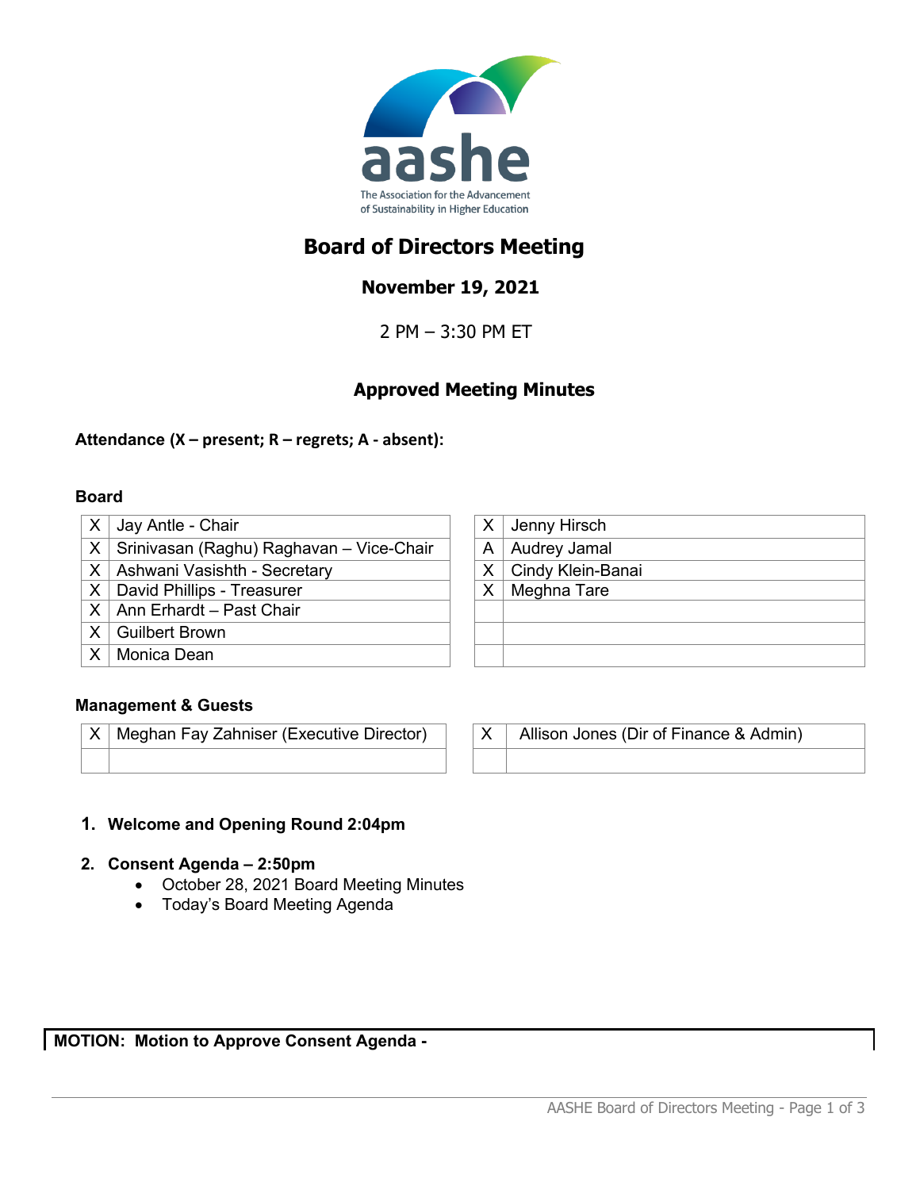aashe

The Association for the Advancement of Sustainability in Higher Education

# Board of Directors Meeting

## November 19, 2021

2 PM – 3:30 PM ET

## Approved Meeting Minutes

**Attendance (X – present; R – regrets; A - absent):**

### Board

| | | | | |
|---|---|---|---|---|
| X | Jay Antle - Chair | | X | Jenny Hirsch |
| X | Srinivasan (Raghu) Raghavan – Vice-Chair | | A | Audrey Jamal |
| X | Ashwani Vasishth - Secretary | | X | Cindy Klein-Banai |
| X | David Phillips - Treasurer | | X | Meghna Tare |
| X | Ann Erhardt – Past Chair | | | |
| X | Guilbert Brown | | | |
| X | Monica Dean | | | |

### Management & Guests

| | | | | |
|---|---|---|---|---|
| X | Meghan Fay Zahniser (Executive Director) | | X | Allison Jones (Dir of Finance & Admin) |
| | | | | |

1. **Welcome and Opening Round 2:04pm**

2. **Consent Agenda – 2:50pm**
   - October 28, 2021 Board Meeting Minutes
   - Today's Board Meeting Agenda

**MOTION: Motion to Approve Consent Agenda -**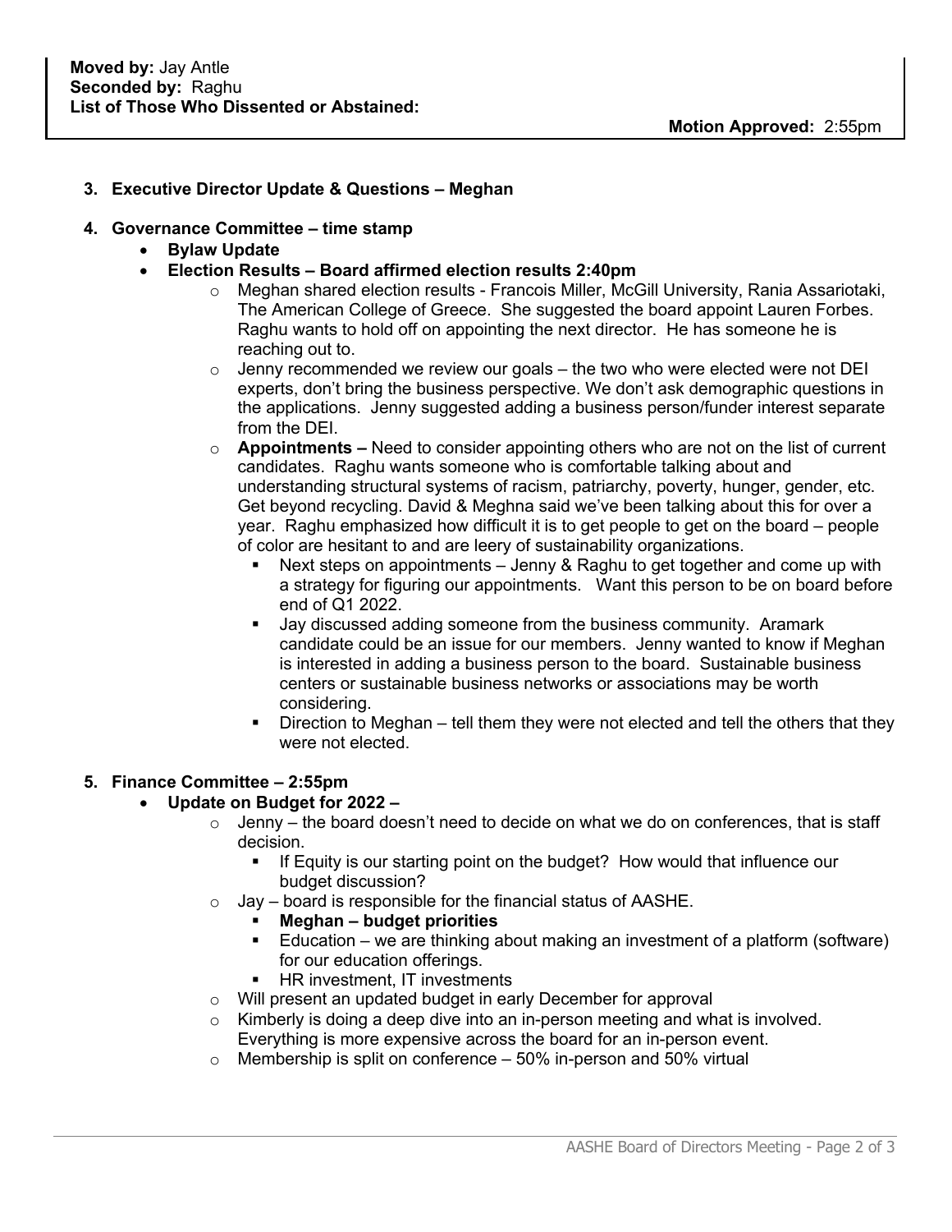**Moved by:** Jay Antle
**Seconded by:** Raghu
**List of Those Who Dissented or Abstained:**

**Motion Approved:** 2:55pm

3. **Executive Director Update & Questions – Meghan**

4. **Governance Committee – time stamp**
   - **Bylaw Update**
   - **Election Results – Board affirmed election results 2:40pm**
     - Meghan shared election results - Francois Miller, McGill University, Rania Assariotaki, The American College of Greece. She suggested the board appoint Lauren Forbes. Raghu wants to hold off on appointing the next director. He has someone he is reaching out to.
     - Jenny recommended we review our goals – the two who were elected were not DEI experts, don't bring the business perspective. We don't ask demographic questions in the applications. Jenny suggested adding a business person/funder interest separate from the DEI.
     - **Appointments –** Need to consider appointing others who are not on the list of current candidates. Raghu wants someone who is comfortable talking about and understanding structural systems of racism, patriarchy, poverty, hunger, gender, etc. Get beyond recycling. David & Meghna said we've been talking about this for over a year. Raghu emphasized how difficult it is to get people to get on the board – people of color are hesitant to and are leery of sustainability organizations.
       - Next steps on appointments – Jenny & Raghu to get together and come up with a strategy for figuring our appointments. Want this person to be on board before end of Q1 2022.
       - Jay discussed adding someone from the business community. Aramark candidate could be an issue for our members. Jenny wanted to know if Meghan is interested in adding a business person to the board. Sustainable business centers or sustainable business networks or associations may be worth considering.
       - Direction to Meghan – tell them they were not elected and tell the others that they were not elected.

5. **Finance Committee – 2:55pm**
   - **Update on Budget for 2022 –**
     - Jenny – the board doesn't need to decide on what we do on conferences, that is staff decision.
       - If Equity is our starting point on the budget? How would that influence our budget discussion?
     - Jay – board is responsible for the financial status of AASHE.
       - **Meghan – budget priorities**
       - Education – we are thinking about making an investment of a platform (software) for our education offerings.
       - HR investment, IT investments
     - Will present an updated budget in early December for approval
     - Kimberly is doing a deep dive into an in-person meeting and what is involved. Everything is more expensive across the board for an in-person event.
     - Membership is split on conference – 50% in-person and 50% virtual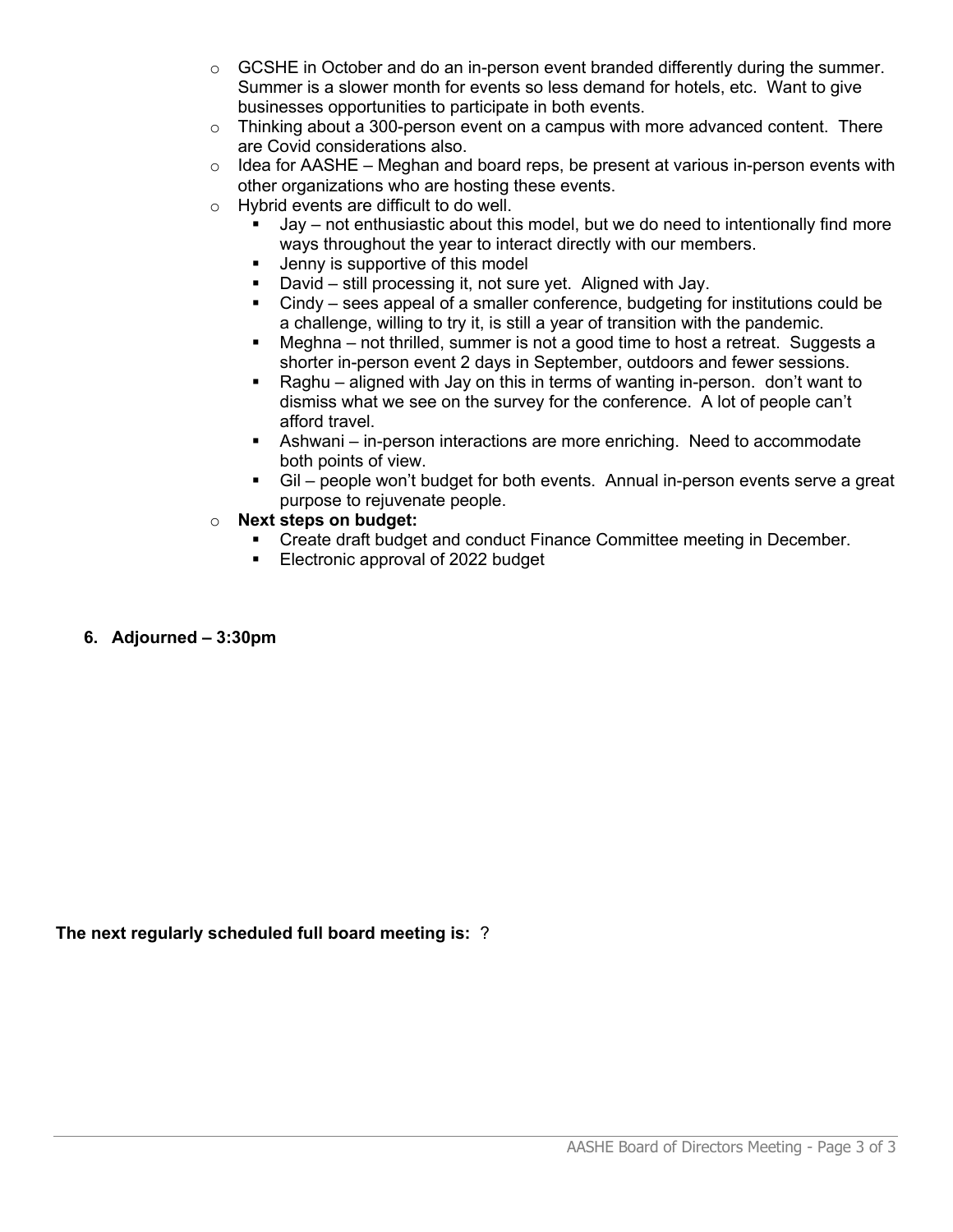- GCSHE in October and do an in-person event branded differently during the summer. Summer is a slower month for events so less demand for hotels, etc. Want to give businesses opportunities to participate in both events.
- Thinking about a 300-person event on a campus with more advanced content. There are Covid considerations also.
- Idea for AASHE – Meghan and board reps, be present at various in-person events with other organizations who are hosting these events.
- Hybrid events are difficult to do well.
  - Jay – not enthusiastic about this model, but we do need to intentionally find more ways throughout the year to interact directly with our members.
  - Jenny is supportive of this model
  - David – still processing it, not sure yet. Aligned with Jay.
  - Cindy – sees appeal of a smaller conference, budgeting for institutions could be a challenge, willing to try it, is still a year of transition with the pandemic.
  - Meghna – not thrilled, summer is not a good time to host a retreat. Suggests a shorter in-person event 2 days in September, outdoors and fewer sessions.
  - Raghu – aligned with Jay on this in terms of wanting in-person. don't want to dismiss what we see on the survey for the conference. A lot of people can't afford travel.
  - Ashwani – in-person interactions are more enriching. Need to accommodate both points of view.
  - Gil – people won't budget for both events. Annual in-person events serve a great purpose to rejuvenate people.
- **Next steps on budget:**
  - Create draft budget and conduct Finance Committee meeting in December.
  - Electronic approval of 2022 budget

**6. Adjourned – 3:30pm**

**The next regularly scheduled full board meeting is:** ?